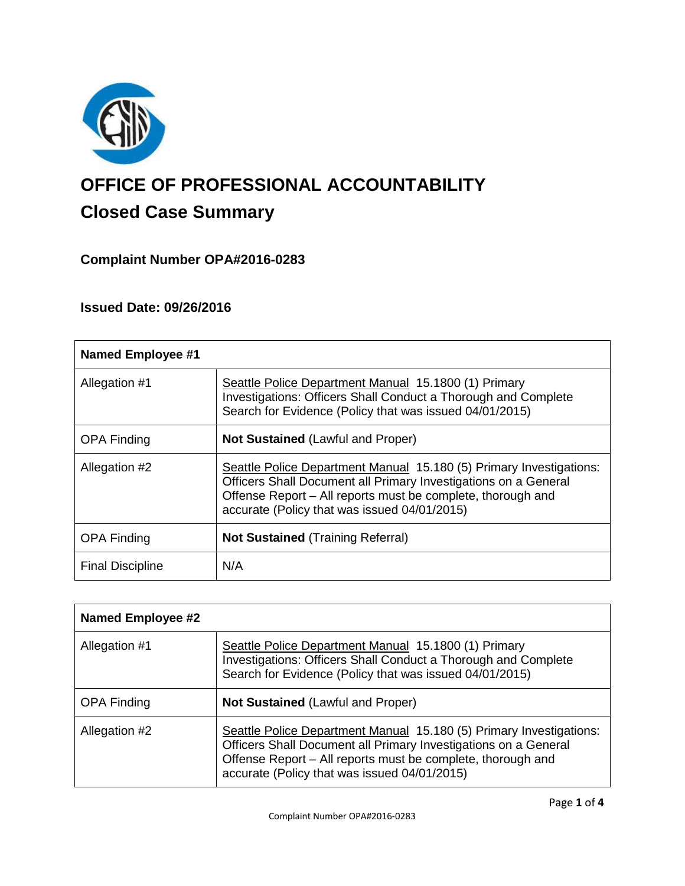# OFFICE OF PROFESSIONAL ACCOUNTABILITY

## Closed Case Summary

### Complaint Number OPA#2016-0283

### Issued Date: 09/26/2016

| **Named Employee #1** | |
|---|---|
| Allegation #1 | Seattle Police Department Manual 15.1800 (1) Primary Investigations: Officers Shall Conduct a Thorough and Complete Search for Evidence (Policy that was issued 04/01/2015) |
| OPA Finding | **Not Sustained** (Lawful and Proper) |
| Allegation #2 | Seattle Police Department Manual 15.180 (5) Primary Investigations: Officers Shall Document all Primary Investigations on a General Offense Report – All reports must be complete, thorough and accurate (Policy that was issued 04/01/2015) |
| OPA Finding | **Not Sustained** (Training Referral) |
| Final Discipline | N/A |

| **Named Employee #2** | |
|---|---|
| Allegation #1 | Seattle Police Department Manual 15.1800 (1) Primary Investigations: Officers Shall Conduct a Thorough and Complete Search for Evidence (Policy that was issued 04/01/2015) |
| OPA Finding | **Not Sustained** (Lawful and Proper) |
| Allegation #2 | Seattle Police Department Manual 15.180 (5) Primary Investigations: Officers Shall Document all Primary Investigations on a General Offense Report – All reports must be complete, thorough and accurate (Policy that was issued 04/01/2015) |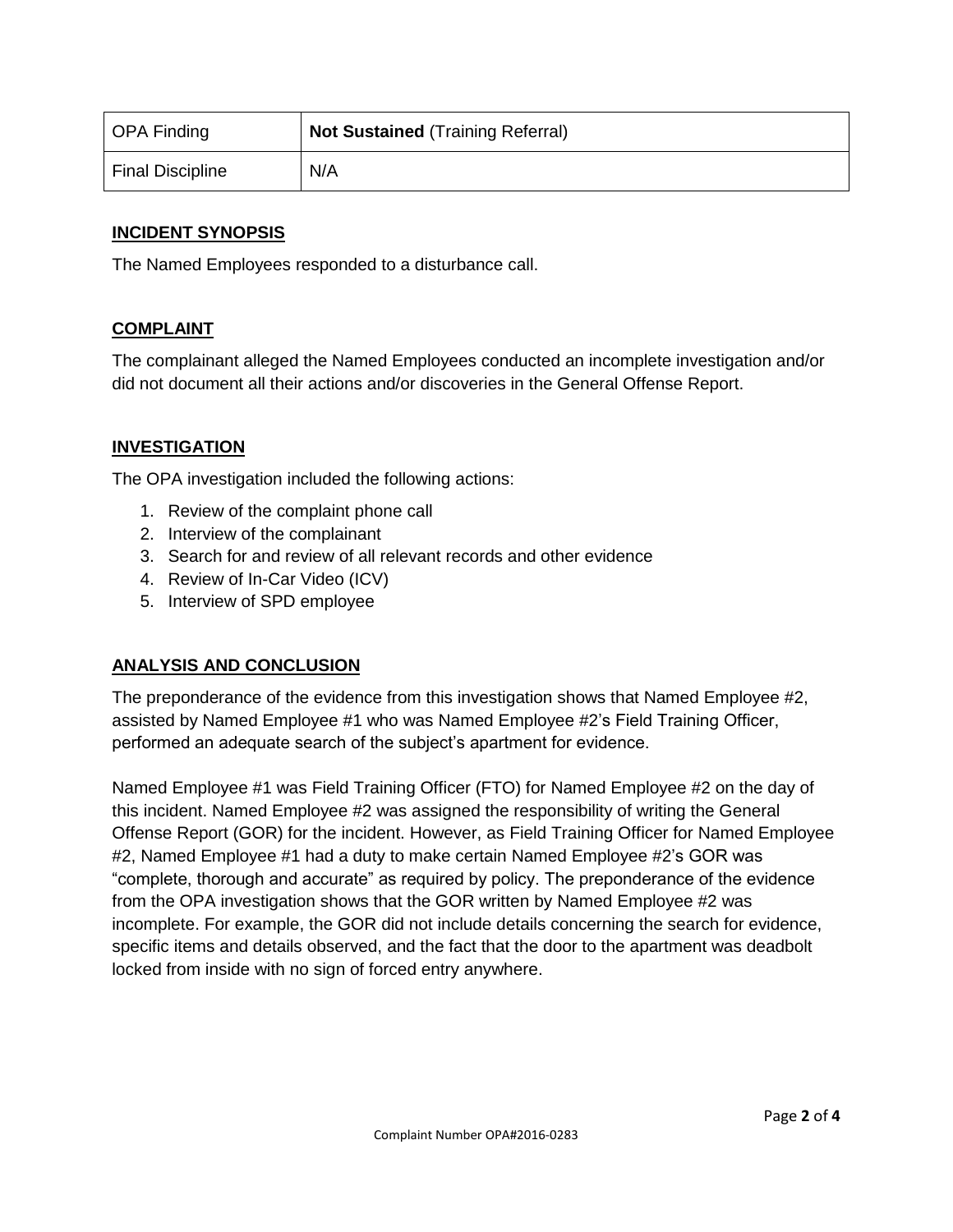| OPA Finding | **Not Sustained** (Training Referral) |
|---|---|
| Final Discipline | N/A |

## INCIDENT SYNOPSIS

The Named Employees responded to a disturbance call.

## COMPLAINT

The complainant alleged the Named Employees conducted an incomplete investigation and/or did not document all their actions and/or discoveries in the General Offense Report.

## INVESTIGATION

The OPA investigation included the following actions:

1. Review of the complaint phone call
2. Interview of the complainant
3. Search for and review of all relevant records and other evidence
4. Review of In-Car Video (ICV)
5. Interview of SPD employee

## ANALYSIS AND CONCLUSION

The preponderance of the evidence from this investigation shows that Named Employee #2, assisted by Named Employee #1 who was Named Employee #2's Field Training Officer, performed an adequate search of the subject's apartment for evidence.

Named Employee #1 was Field Training Officer (FTO) for Named Employee #2 on the day of this incident. Named Employee #2 was assigned the responsibility of writing the General Offense Report (GOR) for the incident. However, as Field Training Officer for Named Employee #2, Named Employee #1 had a duty to make certain Named Employee #2's GOR was "complete, thorough and accurate" as required by policy. The preponderance of the evidence from the OPA investigation shows that the GOR written by Named Employee #2 was incomplete. For example, the GOR did not include details concerning the search for evidence, specific items and details observed, and the fact that the door to the apartment was deadbolt locked from inside with no sign of forced entry anywhere.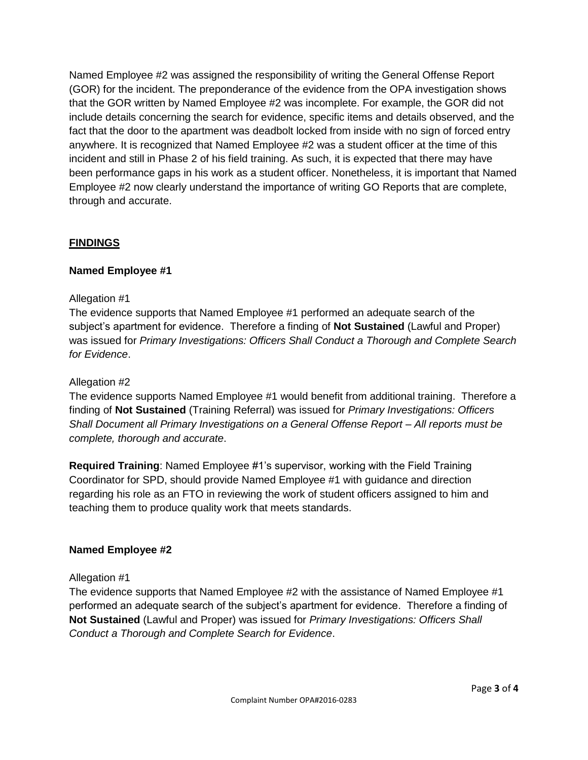Named Employee #2 was assigned the responsibility of writing the General Offense Report (GOR) for the incident. The preponderance of the evidence from the OPA investigation shows that the GOR written by Named Employee #2 was incomplete. For example, the GOR did not include details concerning the search for evidence, specific items and details observed, and the fact that the door to the apartment was deadbolt locked from inside with no sign of forced entry anywhere. It is recognized that Named Employee #2 was a student officer at the time of this incident and still in Phase 2 of his field training. As such, it is expected that there may have been performance gaps in his work as a student officer. Nonetheless, it is important that Named Employee #2 now clearly understand the importance of writing GO Reports that are complete, through and accurate.

## FINDINGS

### Named Employee #1

Allegation #1

The evidence supports that Named Employee #1 performed an adequate search of the subject's apartment for evidence. Therefore a finding of **Not Sustained** (Lawful and Proper) was issued for *Primary Investigations: Officers Shall Conduct a Thorough and Complete Search for Evidence*.

Allegation #2

The evidence supports Named Employee #1 would benefit from additional training. Therefore a finding of **Not Sustained** (Training Referral) was issued for *Primary Investigations: Officers Shall Document all Primary Investigations on a General Offense Report – All reports must be complete, thorough and accurate*.

**Required Training**: Named Employee #1's supervisor, working with the Field Training Coordinator for SPD, should provide Named Employee #1 with guidance and direction regarding his role as an FTO in reviewing the work of student officers assigned to him and teaching them to produce quality work that meets standards.

### Named Employee #2

Allegation #1

The evidence supports that Named Employee #2 with the assistance of Named Employee #1 performed an adequate search of the subject's apartment for evidence. Therefore a finding of **Not Sustained** (Lawful and Proper) was issued for *Primary Investigations: Officers Shall Conduct a Thorough and Complete Search for Evidence*.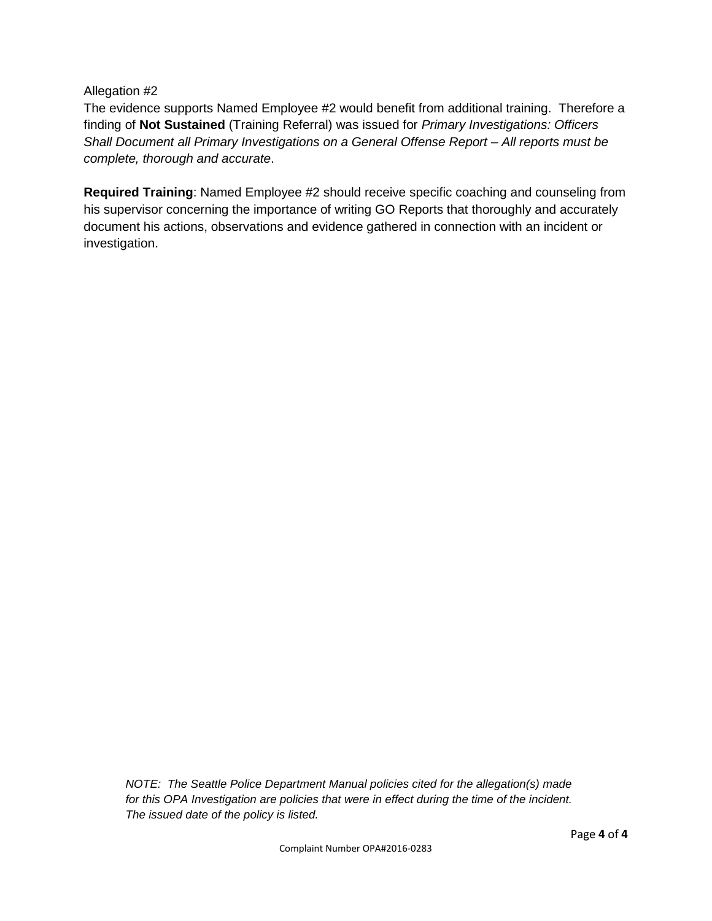Allegation #2

The evidence supports Named Employee #2 would benefit from additional training. Therefore a finding of **Not Sustained** (Training Referral) was issued for *Primary Investigations: Officers Shall Document all Primary Investigations on a General Offense Report – All reports must be complete, thorough and accurate*.

**Required Training**: Named Employee #2 should receive specific coaching and counseling from his supervisor concerning the importance of writing GO Reports that thoroughly and accurately document his actions, observations and evidence gathered in connection with an incident or investigation.

*NOTE: The Seattle Police Department Manual policies cited for the allegation(s) made for this OPA Investigation are policies that were in effect during the time of the incident. The issued date of the policy is listed.*